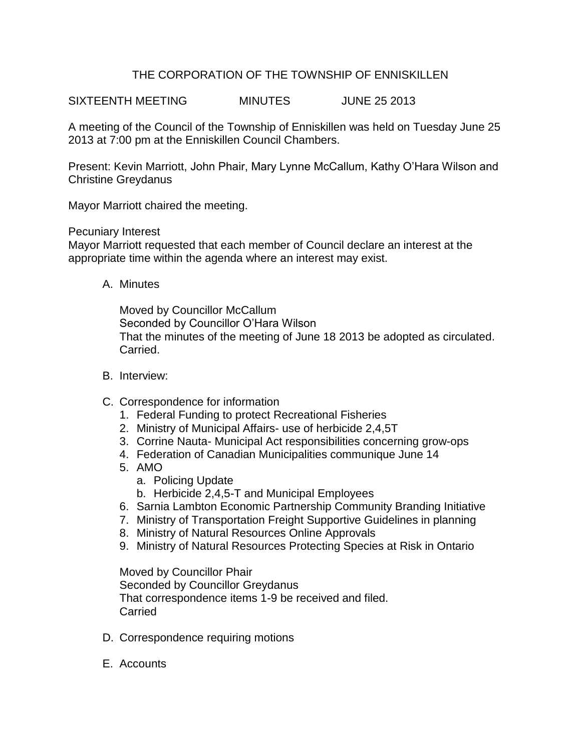# THE CORPORATION OF THE TOWNSHIP OF ENNISKILLEN

SIXTEENTH MEETING MINUTES JUNE 25 2013

A meeting of the Council of the Township of Enniskillen was held on Tuesday June 25 2013 at 7:00 pm at the Enniskillen Council Chambers.

Present: Kevin Marriott, John Phair, Mary Lynne McCallum, Kathy O'Hara Wilson and Christine Greydanus

Mayor Marriott chaired the meeting.

Pecuniary Interest
Mayor Marriott requested that each member of Council declare an interest at the appropriate time within the agenda where an interest may exist.

A. Minutes

   Moved by Councillor McCallum
   Seconded by Councillor O'Hara Wilson
   That the minutes of the meeting of June 18 2013 be adopted as circulated.
   Carried.

B. Interview:

C. Correspondence for information
   1. Federal Funding to protect Recreational Fisheries
   2. Ministry of Municipal Affairs- use of herbicide 2,4,5T
   3. Corrine Nauta- Municipal Act responsibilities concerning grow-ops
   4. Federation of Canadian Municipalities communique June 14
   5. AMO
      a. Policing Update
      b. Herbicide 2,4,5-T and Municipal Employees
   6. Sarnia Lambton Economic Partnership Community Branding Initiative
   7. Ministry of Transportation Freight Supportive Guidelines in planning
   8. Ministry of Natural Resources Online Approvals
   9. Ministry of Natural Resources Protecting Species at Risk in Ontario

   Moved by Councillor Phair
   Seconded by Councillor Greydanus
   That correspondence items 1-9 be received and filed.
   Carried

D. Correspondence requiring motions

E. Accounts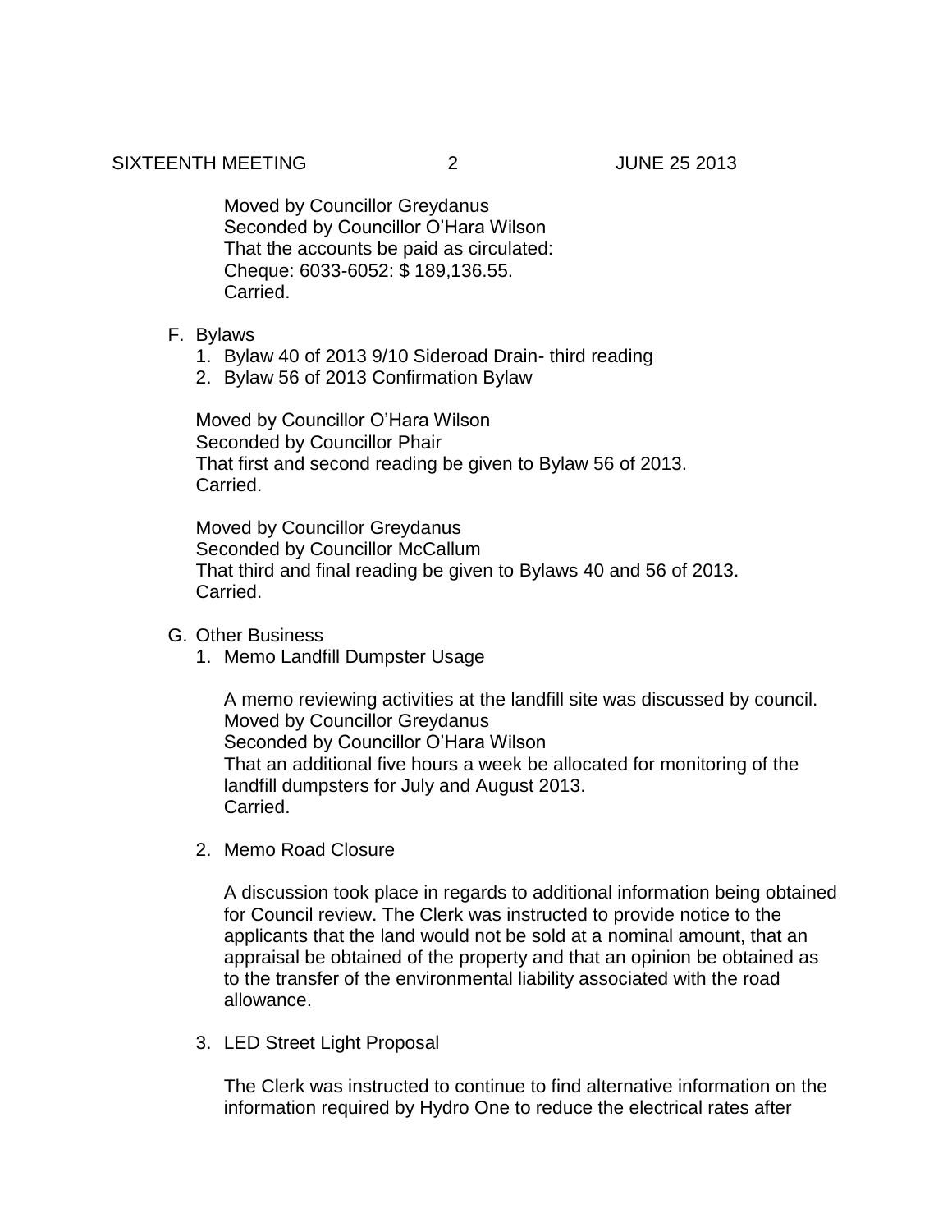Moved by Councillor Greydanus
Seconded by Councillor O'Hara Wilson
That the accounts be paid as circulated:
Cheque: 6033-6052: $ 189,136.55.
Carried.

F. Bylaws

1. Bylaw 40 of 2013 9/10 Sideroad Drain- third reading
2. Bylaw 56 of 2013 Confirmation Bylaw

Moved by Councillor O'Hara Wilson
Seconded by Councillor Phair
That first and second reading be given to Bylaw 56 of 2013.
Carried.

Moved by Councillor Greydanus
Seconded by Councillor McCallum
That third and final reading be given to Bylaws 40 and 56 of 2013.
Carried.

G. Other Business

1. Memo Landfill Dumpster Usage

A memo reviewing activities at the landfill site was discussed by council.
Moved by Councillor Greydanus
Seconded by Councillor O'Hara Wilson
That an additional five hours a week be allocated for monitoring of the landfill dumpsters for July and August 2013.
Carried.

2. Memo Road Closure

A discussion took place in regards to additional information being obtained for Council review. The Clerk was instructed to provide notice to the applicants that the land would not be sold at a nominal amount, that an appraisal be obtained of the property and that an opinion be obtained as to the transfer of the environmental liability associated with the road allowance.

3. LED Street Light Proposal

The Clerk was instructed to continue to find alternative information on the information required by Hydro One to reduce the electrical rates after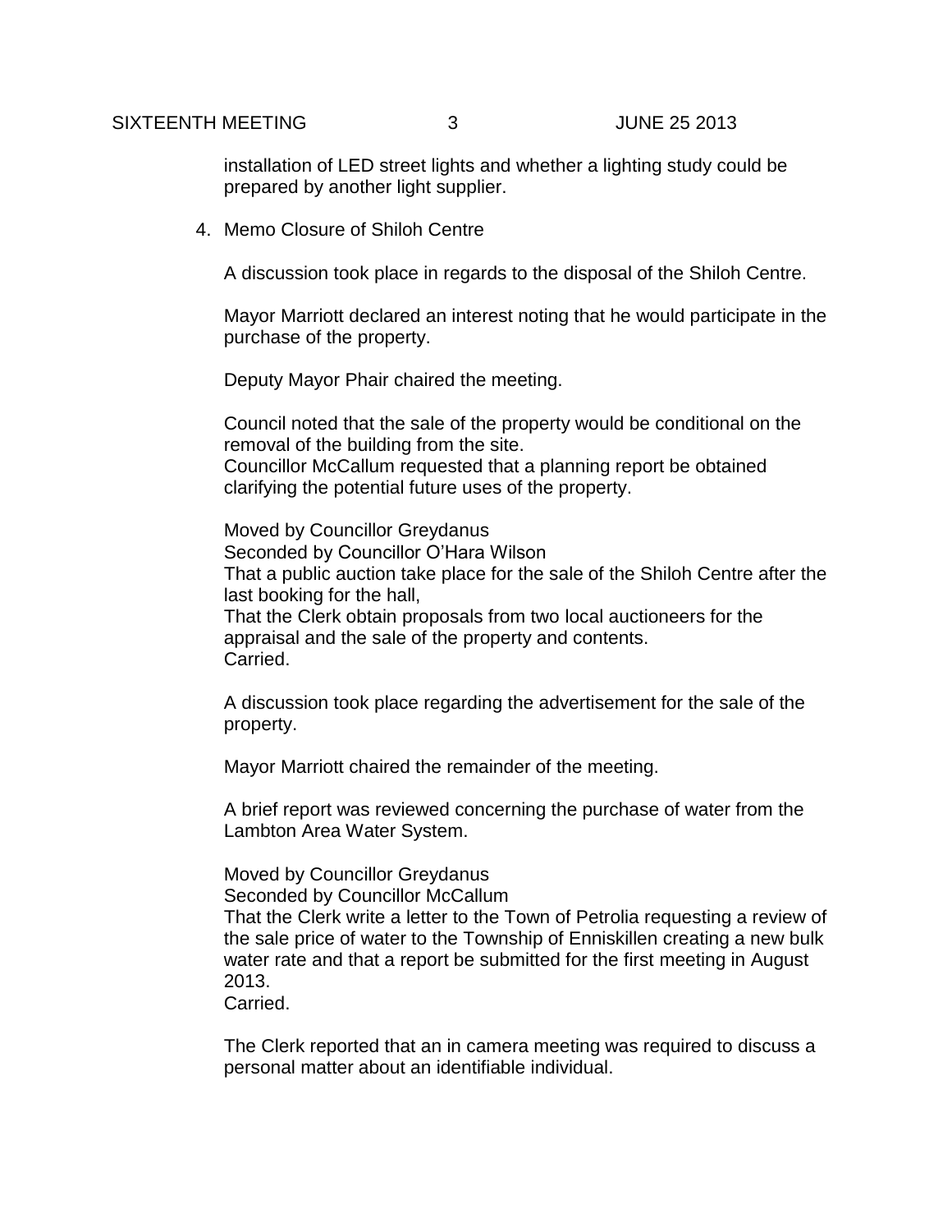installation of LED street lights and whether a lighting study could be prepared by another light supplier.

4. Memo Closure of Shiloh Centre

A discussion took place in regards to the disposal of the Shiloh Centre.

Mayor Marriott declared an interest noting that he would participate in the purchase of the property.

Deputy Mayor Phair chaired the meeting.

Council noted that the sale of the property would be conditional on the removal of the building from the site.
Councillor McCallum requested that a planning report be obtained clarifying the potential future uses of the property.

Moved by Councillor Greydanus
Seconded by Councillor O'Hara Wilson
That a public auction take place for the sale of the Shiloh Centre after the last booking for the hall,
That the Clerk obtain proposals from two local auctioneers for the appraisal and the sale of the property and contents.
Carried.

A discussion took place regarding the advertisement for the sale of the property.

Mayor Marriott chaired the remainder of the meeting.

A brief report was reviewed concerning the purchase of water from the Lambton Area Water System.

Moved by Councillor Greydanus
Seconded by Councillor McCallum
That the Clerk write a letter to the Town of Petrolia requesting a review of the sale price of water to the Township of Enniskillen creating a new bulk water rate and that a report be submitted for the first meeting in August 2013.
Carried.

The Clerk reported that an in camera meeting was required to discuss a personal matter about an identifiable individual.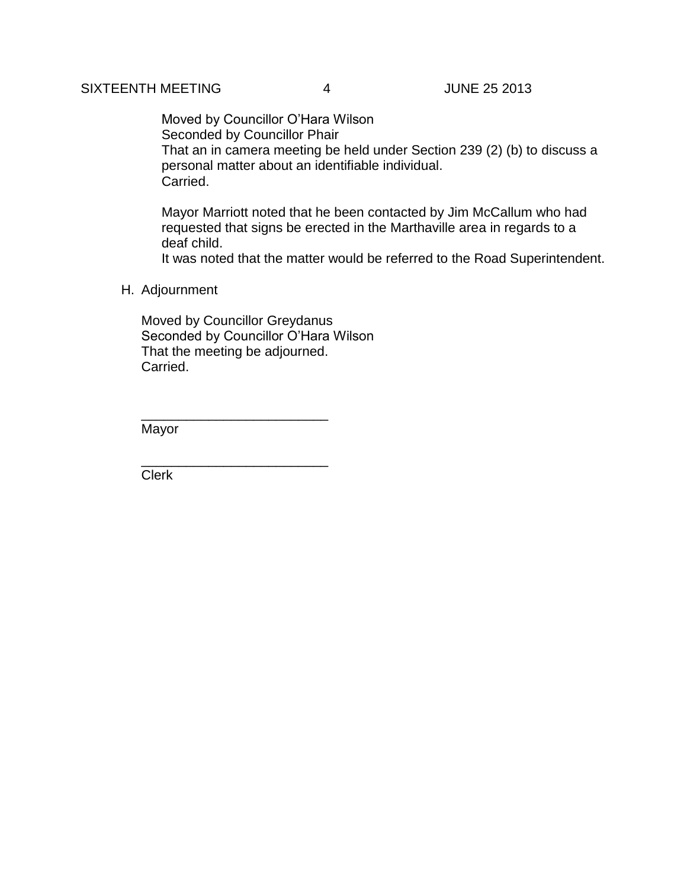Moved by Councillor O'Hara Wilson
Seconded by Councillor Phair
That an in camera meeting be held under Section 239 (2) (b) to discuss a personal matter about an identifiable individual.
Carried.

Mayor Marriott noted that he been contacted by Jim McCallum who had requested that signs be erected in the Marthaville area in regards to a deaf child.
It was noted that the matter would be referred to the Road Superintendent.

H. Adjournment

Moved by Councillor Greydanus
Seconded by Councillor O'Hara Wilson
That the meeting be adjourned.
Carried.

_________________________
Mayor

_________________________
Clerk